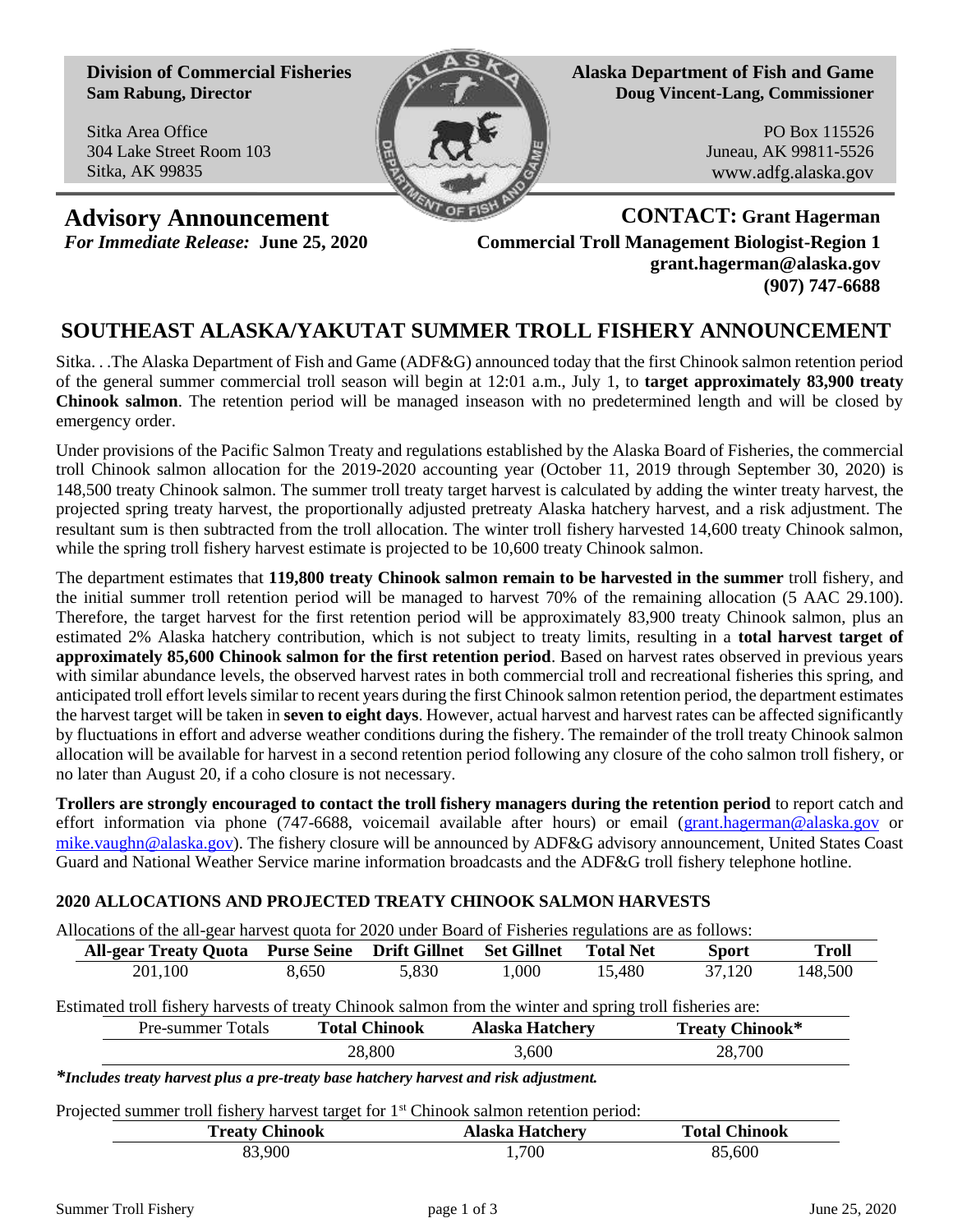**Division of Commercial Fisheries**
**Sam Rabung, Director**

Sitka Area Office
304 Lake Street Room 103
Sitka, AK 99835

**Alaska Department of Fish and Game**
**Doug Vincent-Lang, Commissioner**

PO Box 115526
Juneau, AK 99811-5526
www.adfg.alaska.gov

**Advisory Announcement**
*For Immediate Release:* **June 25, 2020**

**CONTACT: Grant Hagerman**
**Commercial Troll Management Biologist-Region 1**
**grant.hagerman@alaska.gov**
**(907) 747-6688**

# SOUTHEAST ALASKA/YAKUTAT SUMMER TROLL FISHERY ANNOUNCEMENT

Sitka. . .The Alaska Department of Fish and Game (ADF&G) announced today that the first Chinook salmon retention period of the general summer commercial troll season will begin at 12:01 a.m., July 1, to **target approximately 83,900 treaty Chinook salmon**. The retention period will be managed inseason with no predetermined length and will be closed by emergency order.

Under provisions of the Pacific Salmon Treaty and regulations established by the Alaska Board of Fisheries, the commercial troll Chinook salmon allocation for the 2019-2020 accounting year (October 11, 2019 through September 30, 2020) is 148,500 treaty Chinook salmon. The summer troll treaty target harvest is calculated by adding the winter treaty harvest, the projected spring treaty harvest, the proportionally adjusted pretreaty Alaska hatchery harvest, and a risk adjustment. The resultant sum is then subtracted from the troll allocation. The winter troll fishery harvested 14,600 treaty Chinook salmon, while the spring troll fishery harvest estimate is projected to be 10,600 treaty Chinook salmon.

The department estimates that **119,800 treaty Chinook salmon remain to be harvested in the summer** troll fishery, and the initial summer troll retention period will be managed to harvest 70% of the remaining allocation (5 AAC 29.100). Therefore, the target harvest for the first retention period will be approximately 83,900 treaty Chinook salmon, plus an estimated 2% Alaska hatchery contribution, which is not subject to treaty limits, resulting in a **total harvest target of approximately 85,600 Chinook salmon for the first retention period**. Based on harvest rates observed in previous years with similar abundance levels, the observed harvest rates in both commercial troll and recreational fisheries this spring, and anticipated troll effort levels similar to recent years during the first Chinook salmon retention period, the department estimates the harvest target will be taken in **seven to eight days**. However, actual harvest and harvest rates can be affected significantly by fluctuations in effort and adverse weather conditions during the fishery. The remainder of the troll treaty Chinook salmon allocation will be available for harvest in a second retention period following any closure of the coho salmon troll fishery, or no later than August 20, if a coho closure is not necessary.

**Trollers are strongly encouraged to contact the troll fishery managers during the retention period** to report catch and effort information via phone (747-6688, voicemail available after hours) or email (grant.hagerman@alaska.gov or mike.vaughn@alaska.gov). The fishery closure will be announced by ADF&G advisory announcement, United States Coast Guard and National Weather Service marine information broadcasts and the ADF&G troll fishery telephone hotline.

### 2020 ALLOCATIONS AND PROJECTED TREATY CHINOOK SALMON HARVESTS

Allocations of the all-gear harvest quota for 2020 under Board of Fisheries regulations are as follows:

| All-gear Treaty Quota | Purse Seine | Drift Gillnet | Set Gillnet | Total Net | Sport | Troll |
|---|---|---|---|---|---|---|
| 201,100 | 8,650 | 5,830 | 1,000 | 15,480 | 37,120 | 148,500 |

Estimated troll fishery harvests of treaty Chinook salmon from the winter and spring troll fisheries are:

| Pre-summer Totals | Total Chinook | Alaska Hatchery | Treaty Chinook* |
|---|---|---|---|
| | 28,800 | 3,600 | 28,700 |

***Includes treaty harvest plus a pre-treaty base hatchery harvest and risk adjustment.***

Projected summer troll fishery harvest target for 1st Chinook salmon retention period:

| Treaty Chinook | Alaska Hatchery | Total Chinook |
|---|---|---|
| 83,900 | 1,700 | 85,600 |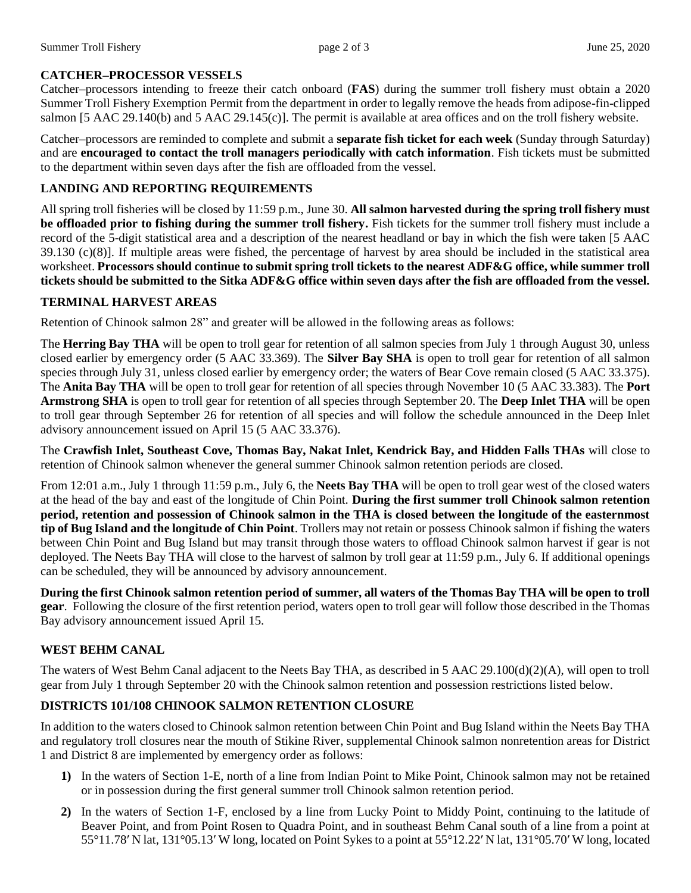## CATCHER–PROCESSOR VESSELS

Catcher–processors intending to freeze their catch onboard (**FAS**) during the summer troll fishery must obtain a 2020 Summer Troll Fishery Exemption Permit from the department in order to legally remove the heads from adipose-fin-clipped salmon [5 AAC 29.140(b) and 5 AAC 29.145(c)]. The permit is available at area offices and on the troll fishery website.

Catcher–processors are reminded to complete and submit a **separate fish ticket for each week** (Sunday through Saturday) and are **encouraged to contact the troll managers periodically with catch information**. Fish tickets must be submitted to the department within seven days after the fish are offloaded from the vessel.

## LANDING AND REPORTING REQUIREMENTS

All spring troll fisheries will be closed by 11:59 p.m., June 30. **All salmon harvested during the spring troll fishery must be offloaded prior to fishing during the summer troll fishery.** Fish tickets for the summer troll fishery must include a record of the 5-digit statistical area and a description of the nearest headland or bay in which the fish were taken [5 AAC 39.130 (c)(8)]. If multiple areas were fished, the percentage of harvest by area should be included in the statistical area worksheet. **Processors should continue to submit spring troll tickets to the nearest ADF&G office, while summer troll tickets should be submitted to the Sitka ADF&G office within seven days after the fish are offloaded from the vessel.**

## TERMINAL HARVEST AREAS

Retention of Chinook salmon 28" and greater will be allowed in the following areas as follows:

The **Herring Bay THA** will be open to troll gear for retention of all salmon species from July 1 through August 30, unless closed earlier by emergency order (5 AAC 33.369). The **Silver Bay SHA** is open to troll gear for retention of all salmon species through July 31, unless closed earlier by emergency order; the waters of Bear Cove remain closed (5 AAC 33.375). The **Anita Bay THA** will be open to troll gear for retention of all species through November 10 (5 AAC 33.383). The **Port Armstrong SHA** is open to troll gear for retention of all species through September 20. The **Deep Inlet THA** will be open to troll gear through September 26 for retention of all species and will follow the schedule announced in the Deep Inlet advisory announcement issued on April 15 (5 AAC 33.376).

The **Crawfish Inlet, Southeast Cove, Thomas Bay, Nakat Inlet, Kendrick Bay, and Hidden Falls THAs** will close to retention of Chinook salmon whenever the general summer Chinook salmon retention periods are closed.

From 12:01 a.m., July 1 through 11:59 p.m., July 6, the **Neets Bay THA** will be open to troll gear west of the closed waters at the head of the bay and east of the longitude of Chin Point. **During the first summer troll Chinook salmon retention period, retention and possession of Chinook salmon in the THA is closed between the longitude of the easternmost tip of Bug Island and the longitude of Chin Point**. Trollers may not retain or possess Chinook salmon if fishing the waters between Chin Point and Bug Island but may transit through those waters to offload Chinook salmon harvest if gear is not deployed. The Neets Bay THA will close to the harvest of salmon by troll gear at 11:59 p.m., July 6. If additional openings can be scheduled, they will be announced by advisory announcement.

**During the first Chinook salmon retention period of summer, all waters of the Thomas Bay THA will be open to troll gear**. Following the closure of the first retention period, waters open to troll gear will follow those described in the Thomas Bay advisory announcement issued April 15.

## WEST BEHM CANAL

The waters of West Behm Canal adjacent to the Neets Bay THA, as described in 5 AAC 29.100(d)(2)(A), will open to troll gear from July 1 through September 20 with the Chinook salmon retention and possession restrictions listed below.

## DISTRICTS 101/108 CHINOOK SALMON RETENTION CLOSURE

In addition to the waters closed to Chinook salmon retention between Chin Point and Bug Island within the Neets Bay THA and regulatory troll closures near the mouth of Stikine River, supplemental Chinook salmon nonretention areas for District 1 and District 8 are implemented by emergency order as follows:

1) In the waters of Section 1-E, north of a line from Indian Point to Mike Point, Chinook salmon may not be retained or in possession during the first general summer troll Chinook salmon retention period.

2) In the waters of Section 1-F, enclosed by a line from Lucky Point to Middy Point, continuing to the latitude of Beaver Point, and from Point Rosen to Quadra Point, and in southeast Behm Canal south of a line from a point at 55°11.78′ N lat, 131°05.13′ W long, located on Point Sykes to a point at 55°12.22′ N lat, 131°05.70′ W long, located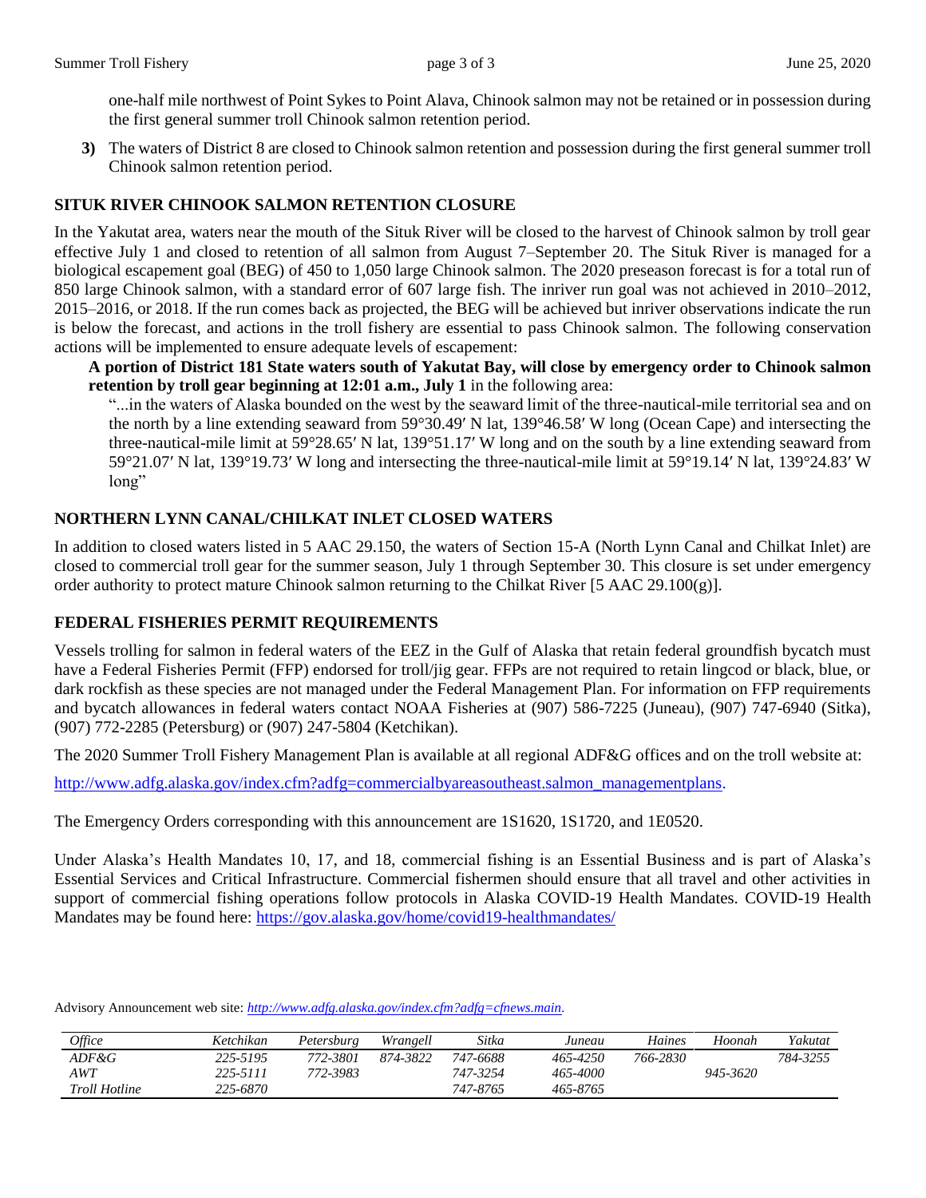one-half mile northwest of Point Sykes to Point Alava, Chinook salmon may not be retained or in possession during the first general summer troll Chinook salmon retention period.

**3)** The waters of District 8 are closed to Chinook salmon retention and possession during the first general summer troll Chinook salmon retention period.

## SITUK RIVER CHINOOK SALMON RETENTION CLOSURE

In the Yakutat area, waters near the mouth of the Situk River will be closed to the harvest of Chinook salmon by troll gear effective July 1 and closed to retention of all salmon from August 7–September 20. The Situk River is managed for a biological escapement goal (BEG) of 450 to 1,050 large Chinook salmon. The 2020 preseason forecast is for a total run of 850 large Chinook salmon, with a standard error of 607 large fish. The inriver run goal was not achieved in 2010–2012, 2015–2016, or 2018. If the run comes back as projected, the BEG will be achieved but inriver observations indicate the run is below the forecast, and actions in the troll fishery are essential to pass Chinook salmon. The following conservation actions will be implemented to ensure adequate levels of escapement:

**A portion of District 181 State waters south of Yakutat Bay, will close by emergency order to Chinook salmon retention by troll gear beginning at 12:01 a.m., July 1** in the following area:

"...in the waters of Alaska bounded on the west by the seaward limit of the three-nautical-mile territorial sea and on the north by a line extending seaward from 59°30.49′ N lat, 139°46.58′ W long (Ocean Cape) and intersecting the three-nautical-mile limit at 59°28.65′ N lat, 139°51.17′ W long and on the south by a line extending seaward from 59°21.07′ N lat, 139°19.73′ W long and intersecting the three-nautical-mile limit at 59°19.14′ N lat, 139°24.83′ W long"

## NORTHERN LYNN CANAL/CHILKAT INLET CLOSED WATERS

In addition to closed waters listed in 5 AAC 29.150, the waters of Section 15-A (North Lynn Canal and Chilkat Inlet) are closed to commercial troll gear for the summer season, July 1 through September 30. This closure is set under emergency order authority to protect mature Chinook salmon returning to the Chilkat River [5 AAC 29.100(g)].

## FEDERAL FISHERIES PERMIT REQUIREMENTS

Vessels trolling for salmon in federal waters of the EEZ in the Gulf of Alaska that retain federal groundfish bycatch must have a Federal Fisheries Permit (FFP) endorsed for troll/jig gear. FFPs are not required to retain lingcod or black, blue, or dark rockfish as these species are not managed under the Federal Management Plan. For information on FFP requirements and bycatch allowances in federal waters contact NOAA Fisheries at (907) 586-7225 (Juneau), (907) 747-6940 (Sitka), (907) 772-2285 (Petersburg) or (907) 247-5804 (Ketchikan).

The 2020 Summer Troll Fishery Management Plan is available at all regional ADF&G offices and on the troll website at:

http://www.adfg.alaska.gov/index.cfm?adfg=commercialbyareasoutheast.salmon_managementplans.

The Emergency Orders corresponding with this announcement are 1S1620, 1S1720, and 1E0520.

Under Alaska's Health Mandates 10, 17, and 18, commercial fishing is an Essential Business and is part of Alaska's Essential Services and Critical Infrastructure. Commercial fishermen should ensure that all travel and other activities in support of commercial fishing operations follow protocols in Alaska COVID-19 Health Mandates. COVID-19 Health Mandates may be found here: https://gov.alaska.gov/home/covid19-healthmandates/

Advisory Announcement web site: *http://www.adfg.alaska.gov/index.cfm?adfg=cfnews.main.*

| *Office* | *Ketchikan* | *Petersburg* | *Wrangell* | *Sitka* | *Juneau* | *Haines* | *Hoonah* | *Yakutat* |
|---|---|---|---|---|---|---|---|---|
| *ADF&G* | *225-5195* | *772-3801* | *874-3822* | *747-6688* | *465-4250* | *766-2830* | | *784-3255* |
| *AWT* | *225-5111* | *772-3983* | | *747-3254* | *465-4000* | | *945-3620* | |
| *Troll Hotline* | *225-6870* | | | *747-8765* | *465-8765* | | | |